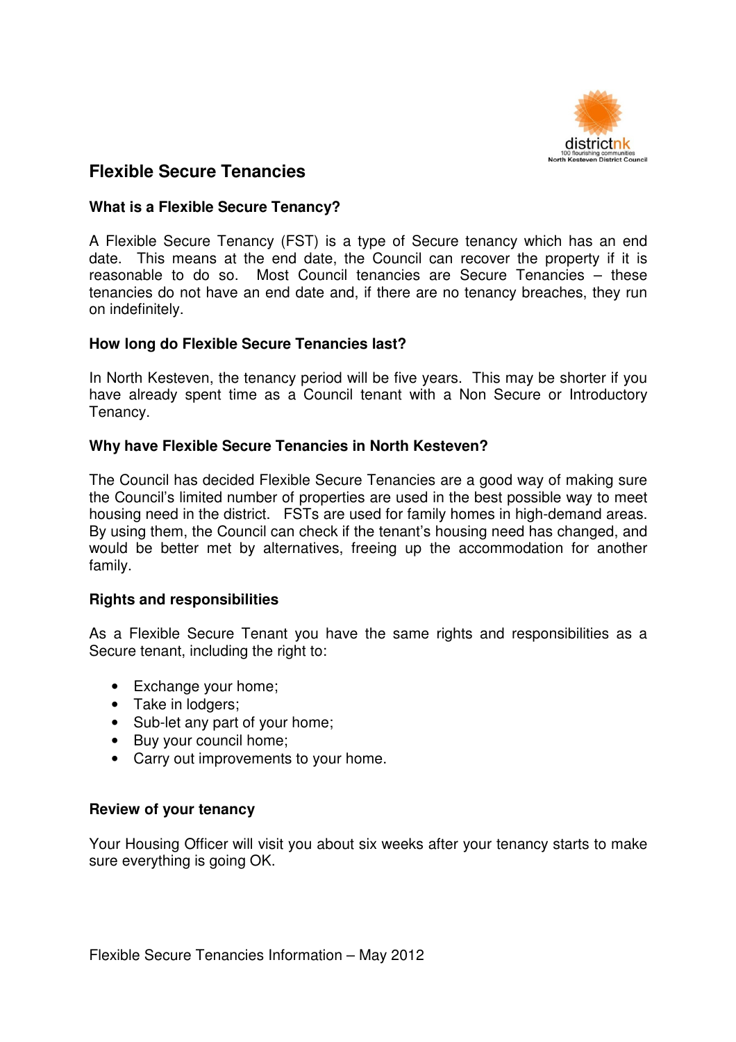# Flexible Secure Tenancies

### What is a Flexible Secure Tenancy?

A Flexible Secure Tenancy (FST) is a type of Secure tenancy which has an end date. This means at the end date, the Council can recover the property if it is reasonable to do so. Most Council tenancies are Secure Tenancies – these tenancies do not have an end date and, if there are no tenancy breaches, they run on indefinitely.

### How long do Flexible Secure Tenancies last?

In North Kesteven, the tenancy period will be five years. This may be shorter if you have already spent time as a Council tenant with a Non Secure or Introductory Tenancy.

### Why have Flexible Secure Tenancies in North Kesteven?

The Council has decided Flexible Secure Tenancies are a good way of making sure the Council's limited number of properties are used in the best possible way to meet housing need in the district. FSTs are used for family homes in high-demand areas. By using them, the Council can check if the tenant's housing need has changed, and would be better met by alternatives, freeing up the accommodation for another family.

### Rights and responsibilities

As a Flexible Secure Tenant you have the same rights and responsibilities as a Secure tenant, including the right to:

- Exchange your home;
- Take in lodgers;
- Sub-let any part of your home;
- Buy your council home;
- Carry out improvements to your home.

### Review of your tenancy

Your Housing Officer will visit you about six weeks after your tenancy starts to make sure everything is going OK.

Flexible Secure Tenancies Information – May 2012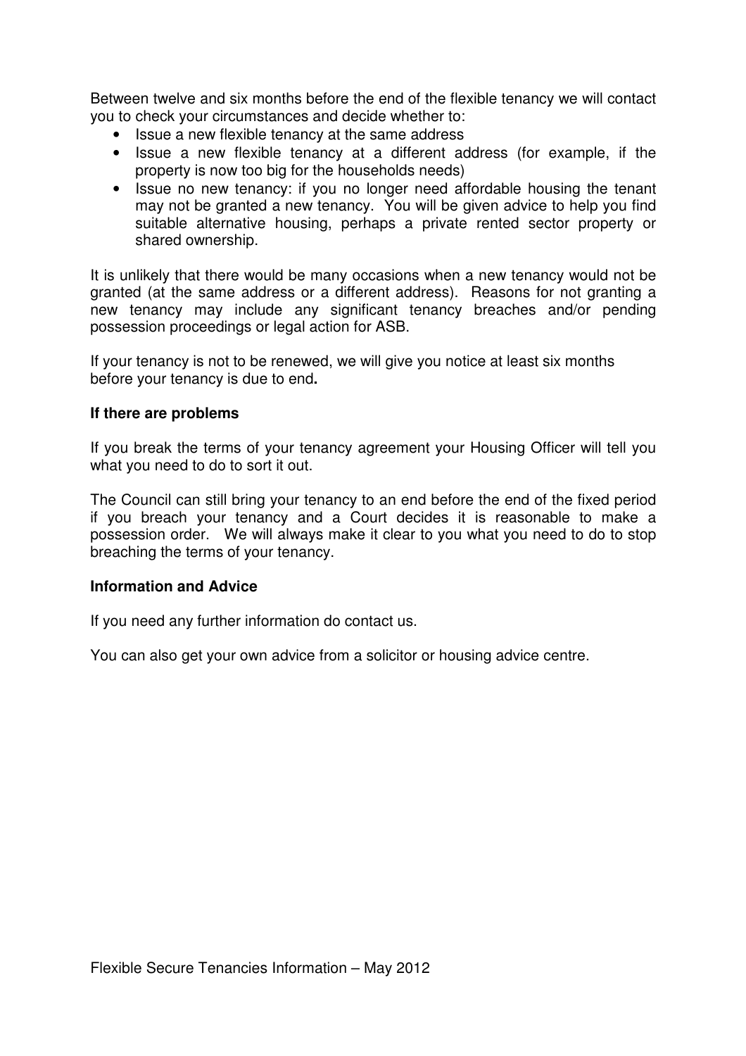Between twelve and six months before the end of the flexible tenancy we will contact you to check your circumstances and decide whether to:

- Issue a new flexible tenancy at the same address
- Issue a new flexible tenancy at a different address (for example, if the property is now too big for the households needs)
- Issue no new tenancy: if you no longer need affordable housing the tenant may not be granted a new tenancy. You will be given advice to help you find suitable alternative housing, perhaps a private rented sector property or shared ownership.

It is unlikely that there would be many occasions when a new tenancy would not be granted (at the same address or a different address). Reasons for not granting a new tenancy may include any significant tenancy breaches and/or pending possession proceedings or legal action for ASB.

If your tenancy is not to be renewed, we will give you notice at least six months before your tenancy is due to end**.**

**If there are problems**

If you break the terms of your tenancy agreement your Housing Officer will tell you what you need to do to sort it out.

The Council can still bring your tenancy to an end before the end of the fixed period if you breach your tenancy and a Court decides it is reasonable to make a possession order. We will always make it clear to you what you need to do to stop breaching the terms of your tenancy.

**Information and Advice**

If you need any further information do contact us.

You can also get your own advice from a solicitor or housing advice centre.